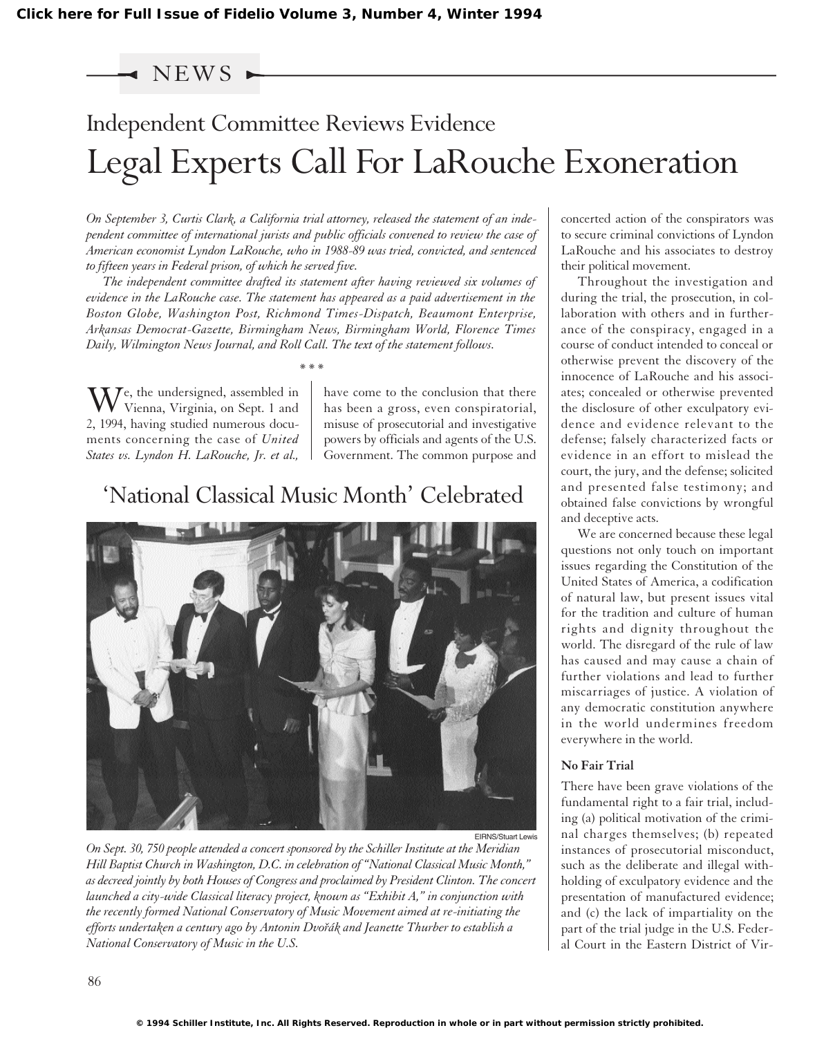# NEWS

## Independent Committee Reviews Evidence

# Legal Experts Call For LaRouche Exoneration

*On September 3, Curtis Clark, a California trial attorney, released the statement of an independent committee of international jurists and public officials convened to review the case of American economist Lyndon LaRouche, who in 1988-89 was tried, convicted, and sentenced to fifteen years in Federal prison, of which he served five.*

*The independent committee drafted its statement after having reviewed six volumes of evidence in the LaRouche case. The statement has appeared as a paid advertisement in the Boston Globe, Washington Post, Richmond Times-Dispatch, Beaumont Enterprise, Arkansas Democrat-Gazette, Birmingham News, Birmingham World, Florence Times Daily, Wilmington News Journal, and Roll Call. The text of the statement follows.*

\* \* \*

We, the undersigned, assembled in Vienna, Virginia, on Sept. 1 and 2, 1994, having studied numerous documents concerning the case of *United States vs. Lyndon H. LaRouche, Jr. et al.,* have come to the conclusion that there has been a gross, even conspiratorial, misuse of prosecutorial and investigative powers by officials and agents of the U.S. Government. The common purpose and concerted action of the conspirators was to secure criminal convictions of Lyndon LaRouche and his associates to destroy their political movement.

Throughout the investigation and during the trial, the prosecution, in collaboration with others and in furtherance of the conspiracy, engaged in a course of conduct intended to conceal or otherwise prevent the discovery of the innocence of LaRouche and his associates; concealed or otherwise prevented the disclosure of other exculpatory evidence and evidence relevant to the defense; falsely characterized facts or evidence in an effort to mislead the court, the jury, and the defense; solicited and presented false testimony; and obtained false convictions by wrongful and deceptive acts.

We are concerned because these legal questions not only touch on important issues regarding the Constitution of the United States of America, a codification of natural law, but present issues vital for the tradition and culture of human rights and dignity throughout the world. The disregard of the rule of law has caused and may cause a chain of further violations and lead to further miscarriages of justice. A violation of any democratic constitution anywhere in the world undermines freedom everywhere in the world.

### No Fair Trial

There have been grave violations of the fundamental right to a fair trial, including (a) political motivation of the criminal charges themselves; (b) repeated instances of prosecutorial misconduct, such as the deliberate and illegal withholding of exculpatory evidence and the presentation of manufactured evidence; and (c) the lack of impartiality on the part of the trial judge in the U.S. Federal Court in the Eastern District of Vir-

## 'National Classical Music Month' Celebrated

EIRNS/Stuart Lewis

*On Sept. 30, 750 people attended a concert sponsored by the Schiller Institute at the Meridian Hill Baptist Church in Washington, D.C. in celebration of "National Classical Music Month," as decreed jointly by both Houses of Congress and proclaimed by President Clinton. The concert launched a city-wide Classical literacy project, known as "Exhibit A," in conjunction with the recently formed National Conservatory of Music Movement aimed at re-initiating the efforts undertaken a century ago by Antonin Dvořák and Jeanette Thurber to establish a National Conservatory of Music in the U.S.*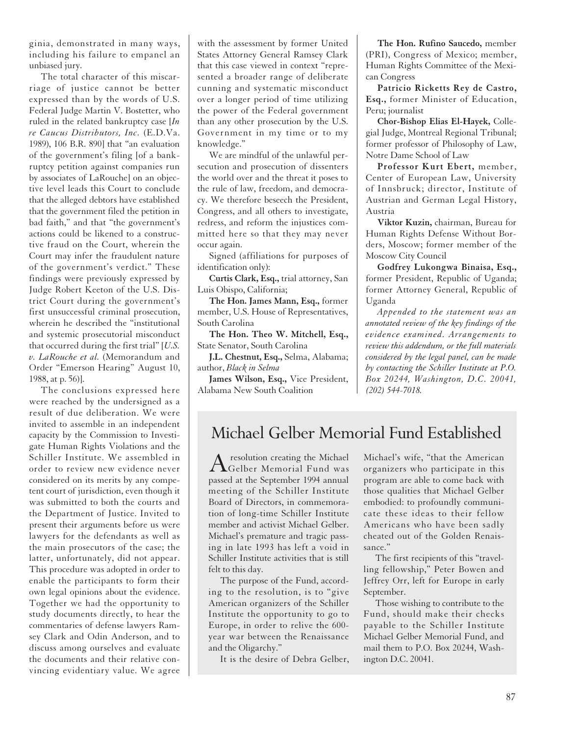ginia, demonstrated in many ways, including his failure to empanel an unbiased jury.

The total character of this miscarriage of justice cannot be better expressed than by the words of U.S. Federal Judge Martin V. Bostetter, who ruled in the related bankruptcy case [*In re Caucus Distributors, Inc.* (E.D.Va. 1989), 106 B.R. 890] that "an evaluation of the government's filing [of a bankruptcy petition against companies run by associates of LaRouche] on an objective level leads this Court to conclude that the alleged debtors have established that the government filed the petition in bad faith," and that "the government's actions could be likened to a constructive fraud on the Court, wherein the Court may infer the fraudulent nature of the government's verdict." These findings were previously expressed by Judge Robert Keeton of the U.S. District Court during the government's first unsuccessful criminal prosecution, wherein he described the "institutional and systemic prosecutorial misconduct that occurred during the first trial" [*U.S. v. LaRouche et al.* (Memorandum and Order "Emerson Hearing" August 10, 1988, at p. 56)].

The conclusions expressed here were reached by the undersigned as a result of due deliberation. We were invited to assemble in an independent capacity by the Commission to Investigate Human Rights Violations and the Schiller Institute. We assembled in order to review new evidence never considered on its merits by any competent court of jurisdiction, even though it was submitted to both the courts and the Department of Justice. Invited to present their arguments before us were lawyers for the defendants as well as the main prosecutors of the case; the latter, unfortunately, did not appear. This procedure was adopted in order to enable the participants to form their own legal opinions about the evidence. Together we had the opportunity to study documents directly, to hear the commentaries of defense lawyers Ramsey Clark and Odin Anderson, and to discuss among ourselves and evaluate the documents and their relative convincing evidentiary value. We agree with the assessment by former United States Attorney General Ramsey Clark that this case viewed in context "represented a broader range of deliberate cunning and systematic misconduct over a longer period of time utilizing the power of the Federal government than any other prosecution by the U.S. Government in my time or to my knowledge."

We are mindful of the unlawful persecution and prosecution of dissenters the world over and the threat it poses to the rule of law, freedom, and democracy. We therefore beseech the President, Congress, and all others to investigate, redress, and reform the injustices committed here so that they may never occur again.

Signed (affiliations for purposes of identification only):

**Curtis Clark, Esq.,** trial attorney, San Luis Obispo, California;

**The Hon. James Mann, Esq.,** former member, U.S. House of Representatives, South Carolina

**The Hon. Theo W. Mitchell, Esq.,** State Senator, South Carolina

**J.L. Chestnut, Esq.,** Selma, Alabama; author, *Black in Selma*

**James Wilson, Esq.,** Vice President, Alabama New South Coalition

**The Hon. Rufino Saucedo,** member (PRI), Congress of Mexico; member, Human Rights Committee of the Mexican Congress

**Patricio Ricketts Rey de Castro, Esq.,** former Minister of Education, Peru; journalist

**Chor-Bishop Elias El-Hayek,** Collegial Judge, Montreal Regional Tribunal; former professor of Philosophy of Law, Notre Dame School of Law

**Professor Kurt Ebert,** member, Center of European Law, University of Innsbruck; director, Institute of Austrian and German Legal History, Austria

**Viktor Kuzin,** chairman, Bureau for Human Rights Defense Without Borders, Moscow; former member of the Moscow City Council

**Godfrey Lukongwa Binaisa, Esq.,** former President, Republic of Uganda; former Attorney General, Republic of Uganda

*Appended to the statement was an annotated review of the key findings of the evidence examined. Arrangements to review this addendum, or the full materials considered by the legal panel, can be made by contacting the Schiller Institute at P.O. Box 20244, Washington, D.C. 20041, (202) 544-7018.*

# Michael Gelber Memorial Fund Established

A resolution creating the Michael Gelber Memorial Fund was passed at the September 1994 annual meeting of the Schiller Institute Board of Directors, in commemoration of long-time Schiller Institute member and activist Michael Gelber. Michael's premature and tragic passing in late 1993 has left a void in Schiller Institute activities that is still felt to this day.

The purpose of the Fund, according to the resolution, is to "give American organizers of the Schiller Institute the opportunity to go to Europe, in order to relive the 600-year war between the Renaissance and the Oligarchy."

It is the desire of Debra Gelber, Michael's wife, "that the American organizers who participate in this program are able to come back with those qualities that Michael Gelber embodied: to profoundly communicate these ideas to their fellow Americans who have been sadly cheated out of the Golden Renaissance."

The first recipients of this "travelling fellowship," Peter Bowen and Jeffrey Orr, left for Europe in early September.

Those wishing to contribute to the Fund, should make their checks payable to the Schiller Institute Michael Gelber Memorial Fund, and mail them to P.O. Box 20244, Washington D.C. 20041.